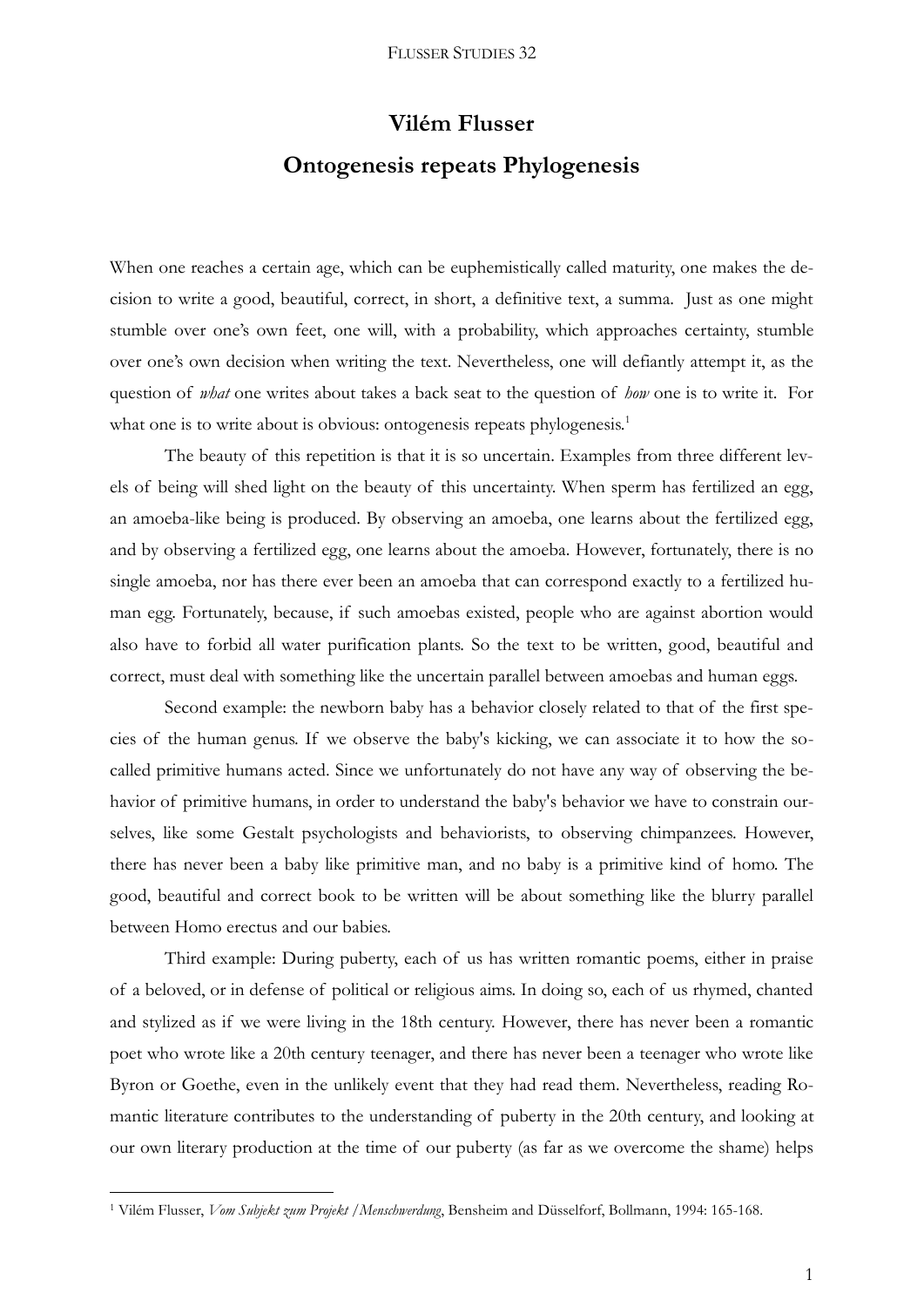# Vilém Flusser

## Ontogenesis repeats Phylogenesis

When one reaches a certain age, which can be euphemistically called maturity, one makes the decision to write a good, beautiful, correct, in short, a definitive text, a summa. Just as one might stumble over one's own feet, one will, with a probability, which approaches certainty, stumble over one's own decision when writing the text. Nevertheless, one will defiantly attempt it, as the question of *what* one writes about takes a back seat to the question of *how* one is to write it. For what one is to write about is obvious: ontogenesis repeats phylogenesis.[1]

The beauty of this repetition is that it is so uncertain. Examples from three different levels of being will shed light on the beauty of this uncertainty. When sperm has fertilized an egg, an amoeba-like being is produced. By observing an amoeba, one learns about the fertilized egg, and by observing a fertilized egg, one learns about the amoeba. However, fortunately, there is no single amoeba, nor has there ever been an amoeba that can correspond exactly to a fertilized human egg. Fortunately, because, if such amoebas existed, people who are against abortion would also have to forbid all water purification plants. So the text to be written, good, beautiful and correct, must deal with something like the uncertain parallel between amoebas and human eggs.

Second example: the newborn baby has a behavior closely related to that of the first species of the human genus. If we observe the baby's kicking, we can associate it to how the so-called primitive humans acted. Since we unfortunately do not have any way of observing the behavior of primitive humans, in order to understand the baby's behavior we have to constrain ourselves, like some Gestalt psychologists and behaviorists, to observing chimpanzees. However, there has never been a baby like primitive man, and no baby is a primitive kind of homo. The good, beautiful and correct book to be written will be about something like the blurry parallel between Homo erectus and our babies.

Third example: During puberty, each of us has written romantic poems, either in praise of a beloved, or in defense of political or religious aims. In doing so, each of us rhymed, chanted and stylized as if we were living in the 18th century. However, there has never been a romantic poet who wrote like a 20th century teenager, and there has never been a teenager who wrote like Byron or Goethe, even in the unlikely event that they had read them. Nevertheless, reading Romantic literature contributes to the understanding of puberty in the 20th century, and looking at our own literary production at the time of our puberty (as far as we overcome the shame) helps

---

[1] Vilém Flusser, *Vom Subjekt zum Projekt / Menschwerdung*, Bensheim and Düsselforf, Bollmann, 1994: 165-168.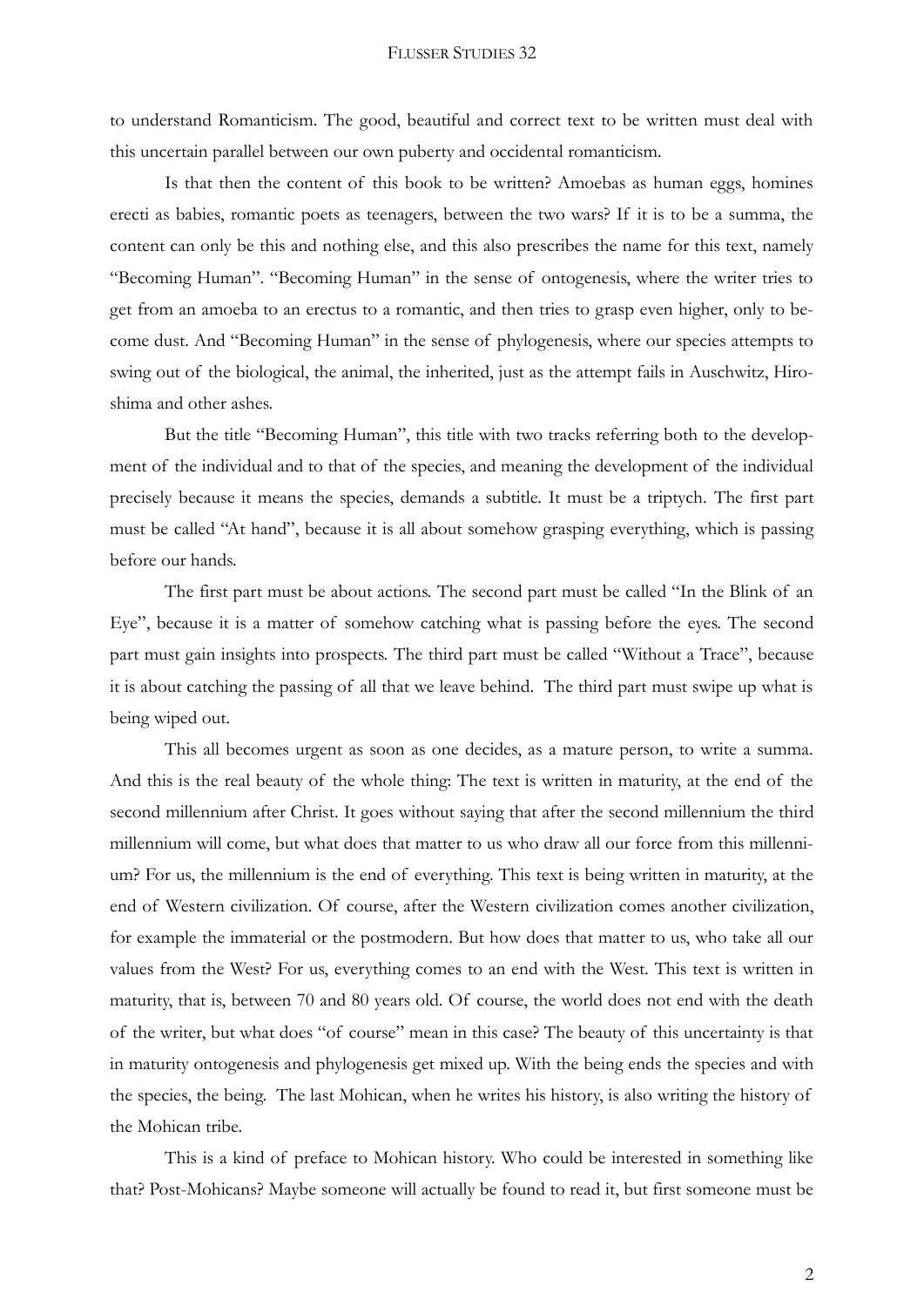to understand Romanticism. The good, beautiful and correct text to be written must deal with this uncertain parallel between our own puberty and occidental romanticism.

Is that then the content of this book to be written? Amoebas as human eggs, homines erecti as babies, romantic poets as teenagers, between the two wars? If it is to be a summa, the content can only be this and nothing else, and this also prescribes the name for this text, namely "Becoming Human". "Becoming Human" in the sense of ontogenesis, where the writer tries to get from an amoeba to an erectus to a romantic, and then tries to grasp even higher, only to become dust. And "Becoming Human" in the sense of phylogenesis, where our species attempts to swing out of the biological, the animal, the inherited, just as the attempt fails in Auschwitz, Hiroshima and other ashes.

But the title "Becoming Human", this title with two tracks referring both to the development of the individual and to that of the species, and meaning the development of the individual precisely because it means the species, demands a subtitle. It must be a triptych. The first part must be called "At hand", because it is all about somehow grasping everything, which is passing before our hands.

The first part must be about actions. The second part must be called "In the Blink of an Eye", because it is a matter of somehow catching what is passing before the eyes. The second part must gain insights into prospects. The third part must be called "Without a Trace", because it is about catching the passing of all that we leave behind. The third part must swipe up what is being wiped out.

This all becomes urgent as soon as one decides, as a mature person, to write a summa. And this is the real beauty of the whole thing: The text is written in maturity, at the end of the second millennium after Christ. It goes without saying that after the second millennium the third millennium will come, but what does that matter to us who draw all our force from this millennium? For us, the millennium is the end of everything. This text is being written in maturity, at the end of Western civilization. Of course, after the Western civilization comes another civilization, for example the immaterial or the postmodern. But how does that matter to us, who take all our values from the West? For us, everything comes to an end with the West. This text is written in maturity, that is, between 70 and 80 years old. Of course, the world does not end with the death of the writer, but what does "of course" mean in this case? The beauty of this uncertainty is that in maturity ontogenesis and phylogenesis get mixed up. With the being ends the species and with the species, the being. The last Mohican, when he writes his history, is also writing the history of the Mohican tribe.

This is a kind of preface to Mohican history. Who could be interested in something like that? Post-Mohicans? Maybe someone will actually be found to read it, but first someone must be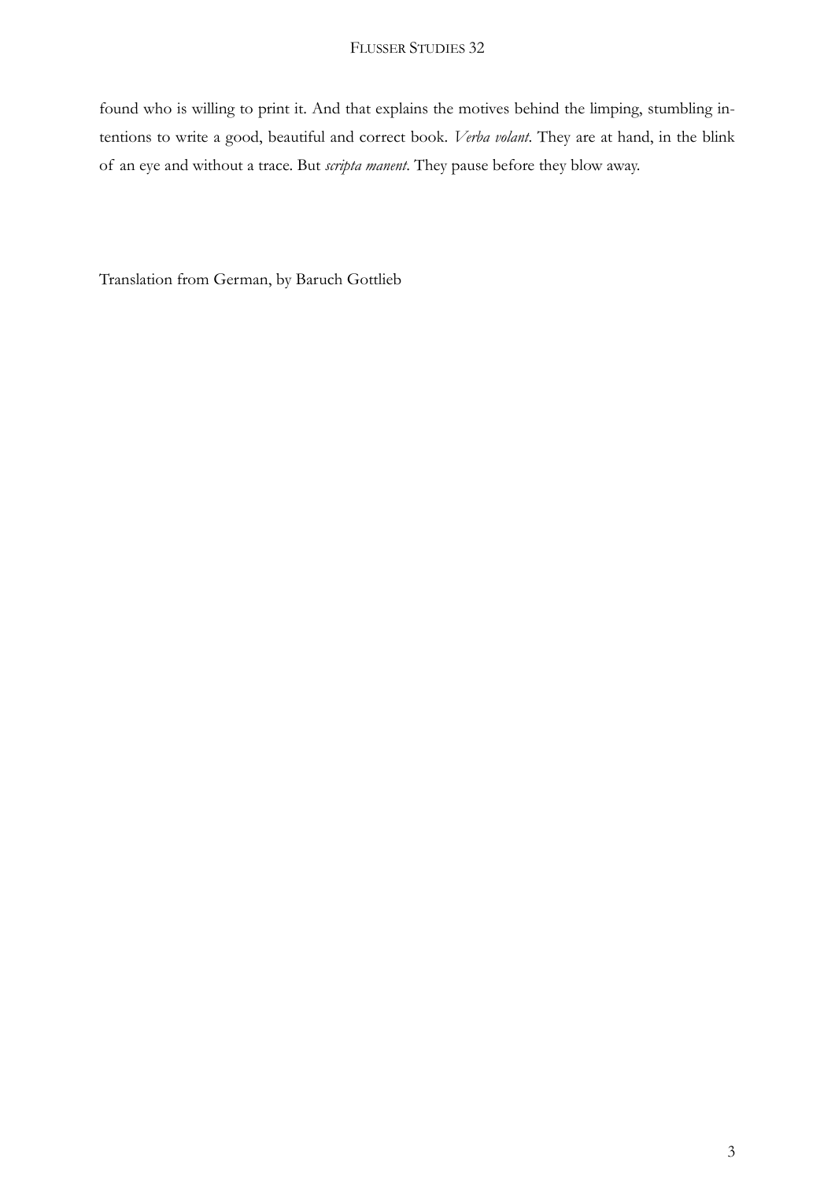found who is willing to print it. And that explains the motives behind the limping, stumbling intentions to write a good, beautiful and correct book. *Verba volant*. They are at hand, in the blink of an eye and without a trace. But *scripta manent*. They pause before they blow away.

Translation from German, by Baruch Gottlieb